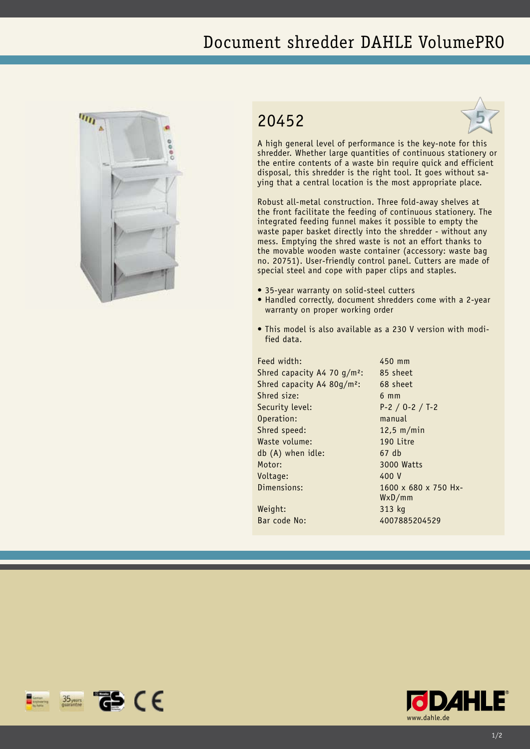# Document shredder DAHLE VolumePRO

## 20452

A high general level of performance is the key-note for this shredder. Whether large quantities of continuous stationery or the entire contents of a waste bin require quick and efficient disposal, this shredder is the right tool. It goes without saying that a central location is the most appropriate place.

Robust all-metal construction. Three fold-away shelves at the front facilitate the feeding of continuous stationery. The integrated feeding funnel makes it possible to empty the waste paper basket directly into the shredder - without any mess. Emptying the shred waste is not an effort thanks to the movable wooden waste container (accessory: waste bag no. 20751). User-friendly control panel. Cutters are made of special steel and cope with paper clips and staples.

- 35-year warranty on solid-steel cutters
- Handled correctly, document shredders come with a 2-year warranty on proper working order
- This model is also available as a 230 V version with modified data.

| | |
|---|---|
| Feed width: | 450 mm |
| Shred capacity A4 70 g/m²: | 85 sheet |
| Shred capacity A4 80g/m²: | 68 sheet |
| Shred size: | 6 mm |
| Security level: | P-2 / O-2 / T-2 |
| Operation: | manual |
| Shred speed: | 12,5 m/min |
| Waste volume: | 190 Litre |
| db (A) when idle: | 67 db |
| Motor: | 3000 Watts |
| Voltage: | 400 V |
| Dimensions: | 1600 x 680 x 750 HxWxD/mm |
| Weight: | 313 kg |
| Bar code No: | 4007885204529 |

www.dahle.de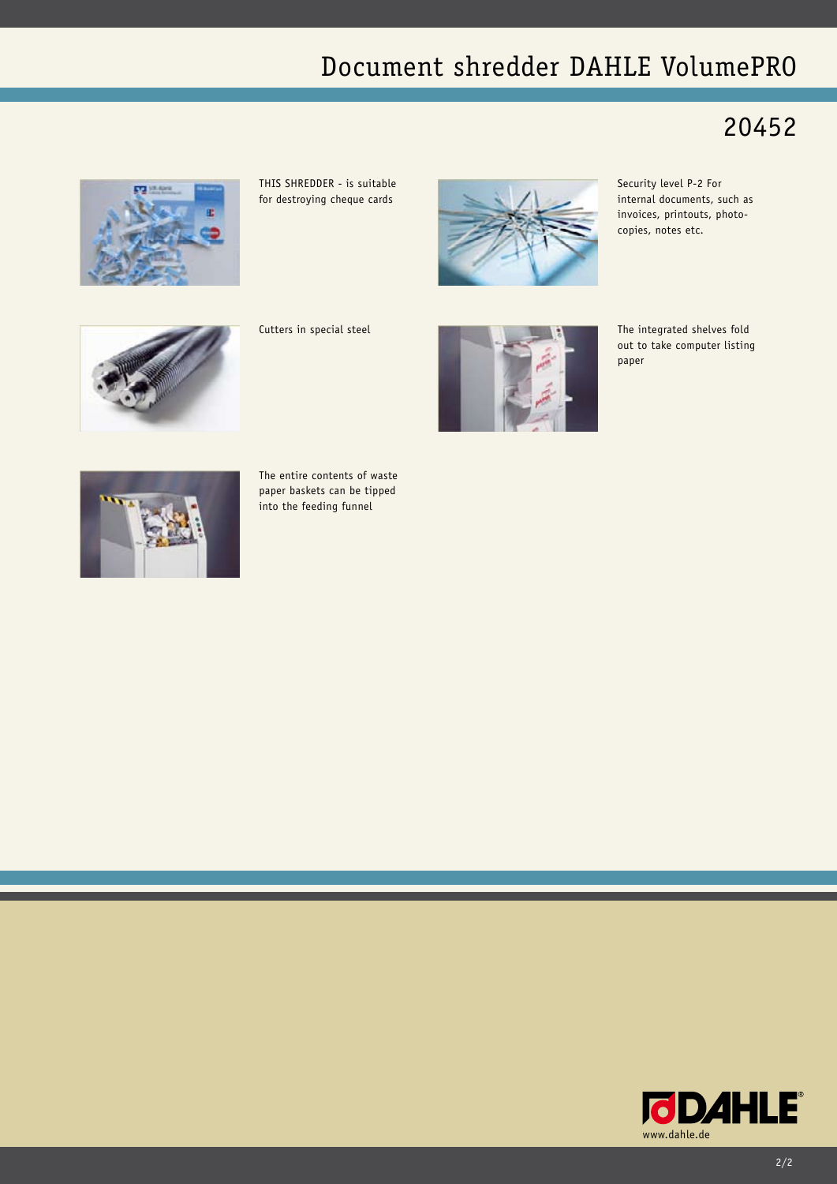# Document shredder DAHLE VolumePRO

## 20452

THIS SHREDDER - is suitable for destroying cheque cards

Security level P-2 For internal documents, such as invoices, printouts, photo-copies, notes etc.

Cutters in special steel

The integrated shelves fold out to take computer listing paper

The entire contents of waste paper baskets can be tipped into the feeding funnel

www.dahle.de